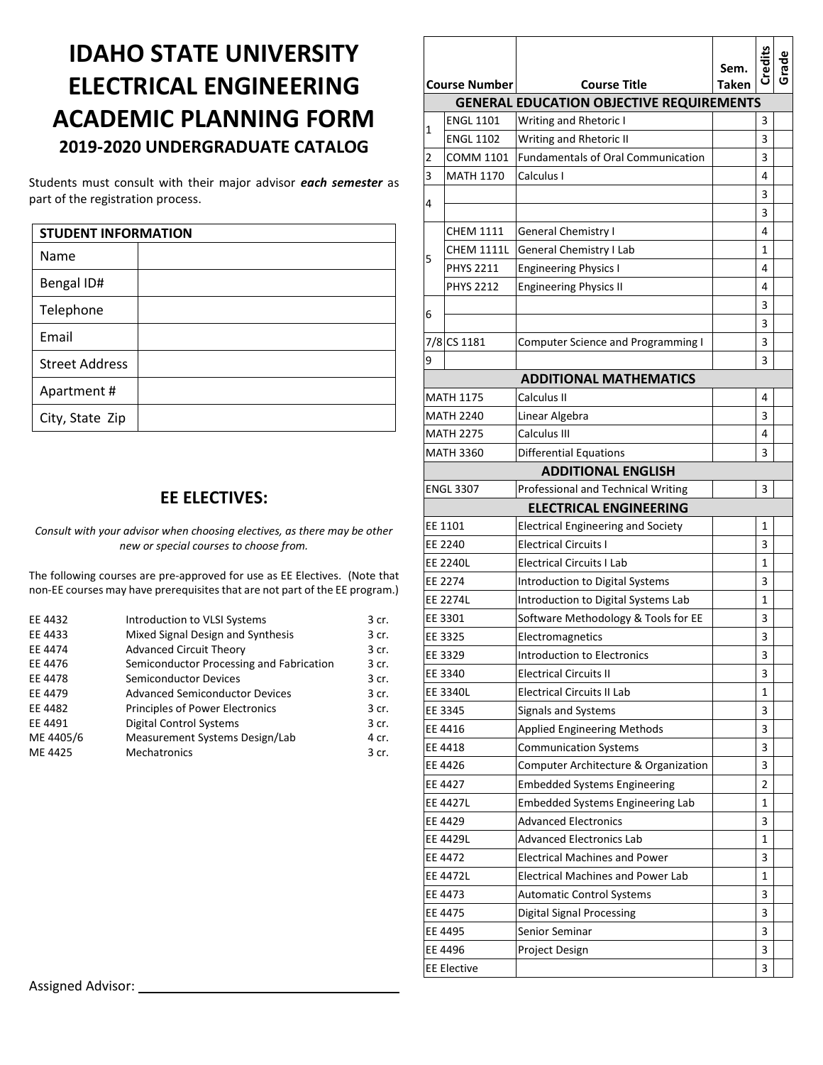# IDAHO STATE UNIVERSITY ELECTRICAL ENGINEERING ACADEMIC PLANNING FORM

## 2019-2020 UNDERGRADUATE CATALOG

Students must consult with their major advisor ***each semester*** as part of the registration process.

| STUDENT INFORMATION | |
|---|---|
| Name | |
| Bengal ID# | |
| Telephone | |
| Email | |
| Street Address | |
| Apartment # | |
| City, State Zip | |

## EE ELECTIVES:

*Consult with your advisor when choosing electives, as there may be other new or special courses to choose from.*

The following courses are pre-approved for use as EE Electives. (Note that non-EE courses may have prerequisites that are not part of the EE program.)

| | | |
|---|---|---|
| EE 4432 | Introduction to VLSI Systems | 3 cr. |
| EE 4433 | Mixed Signal Design and Synthesis | 3 cr. |
| EE 4474 | Advanced Circuit Theory | 3 cr. |
| EE 4476 | Semiconductor Processing and Fabrication | 3 cr. |
| EE 4478 | Semiconductor Devices | 3 cr. |
| EE 4479 | Advanced Semiconductor Devices | 3 cr. |
| EE 4482 | Principles of Power Electronics | 3 cr. |
| EE 4491 | Digital Control Systems | 3 cr. |
| ME 4405/6 | Measurement Systems Design/Lab | 4 cr. |
| ME 4425 | Mechatronics | 3 cr. |

Assigned Advisor: ____________________

| | Course Number | Course Title | Sem. Taken | Credits | Grade |
|---|---|---|---|---|---|
| **GENERAL EDUCATION OBJECTIVE REQUIREMENTS** | | | | | |
| 1 | ENGL 1101 | Writing and Rhetoric I | | 3 | |
| | ENGL 1102 | Writing and Rhetoric II | | 3 | |
| 2 | COMM 1101 | Fundamentals of Oral Communication | | 3 | |
| 3 | MATH 1170 | Calculus I | | 4 | |
| 4 | | | | 3 | |
| | | | | 3 | |
| 5 | CHEM 1111 | General Chemistry I | | 4 | |
| | CHEM 1111L | General Chemistry I Lab | | 1 | |
| | PHYS 2211 | Engineering Physics I | | 4 | |
| | PHYS 2212 | Engineering Physics II | | 4 | |
| 6 | | | | 3 | |
| | | | | 3 | |
| 7/8 | CS 1181 | Computer Science and Programming I | | 3 | |
| 9 | | | | 3 | |
| **ADDITIONAL MATHEMATICS** | | | | | |
| | MATH 1175 | Calculus II | | 4 | |
| | MATH 2240 | Linear Algebra | | 3 | |
| | MATH 2275 | Calculus III | | 4 | |
| | MATH 3360 | Differential Equations | | 3 | |
| **ADDITIONAL ENGLISH** | | | | | |
| | ENGL 3307 | Professional and Technical Writing | | 3 | |
| **ELECTRICAL ENGINEERING** | | | | | |
| | EE 1101 | Electrical Engineering and Society | | 1 | |
| | EE 2240 | Electrical Circuits I | | 3 | |
| | EE 2240L | Electrical Circuits I Lab | | 1 | |
| | EE 2274 | Introduction to Digital Systems | | 3 | |
| | EE 2274L | Introduction to Digital Systems Lab | | 1 | |
| | EE 3301 | Software Methodology & Tools for EE | | 3 | |
| | EE 3325 | Electromagnetics | | 3 | |
| | EE 3329 | Introduction to Electronics | | 3 | |
| | EE 3340 | Electrical Circuits II | | 3 | |
| | EE 3340L | Electrical Circuits II Lab | | 1 | |
| | EE 3345 | Signals and Systems | | 3 | |
| | EE 4416 | Applied Engineering Methods | | 3 | |
| | EE 4418 | Communication Systems | | 3 | |
| | EE 4426 | Computer Architecture & Organization | | 3 | |
| | EE 4427 | Embedded Systems Engineering | | 2 | |
| | EE 4427L | Embedded Systems Engineering Lab | | 1 | |
| | EE 4429 | Advanced Electronics | | 3 | |
| | EE 4429L | Advanced Electronics Lab | | 1 | |
| | EE 4472 | Electrical Machines and Power | | 3 | |
| | EE 4472L | Electrical Machines and Power Lab | | 1 | |
| | EE 4473 | Automatic Control Systems | | 3 | |
| | EE 4475 | Digital Signal Processing | | 3 | |
| | EE 4495 | Senior Seminar | | 3 | |
| | EE 4496 | Project Design | | 3 | |
| | EE Elective | | | 3 | |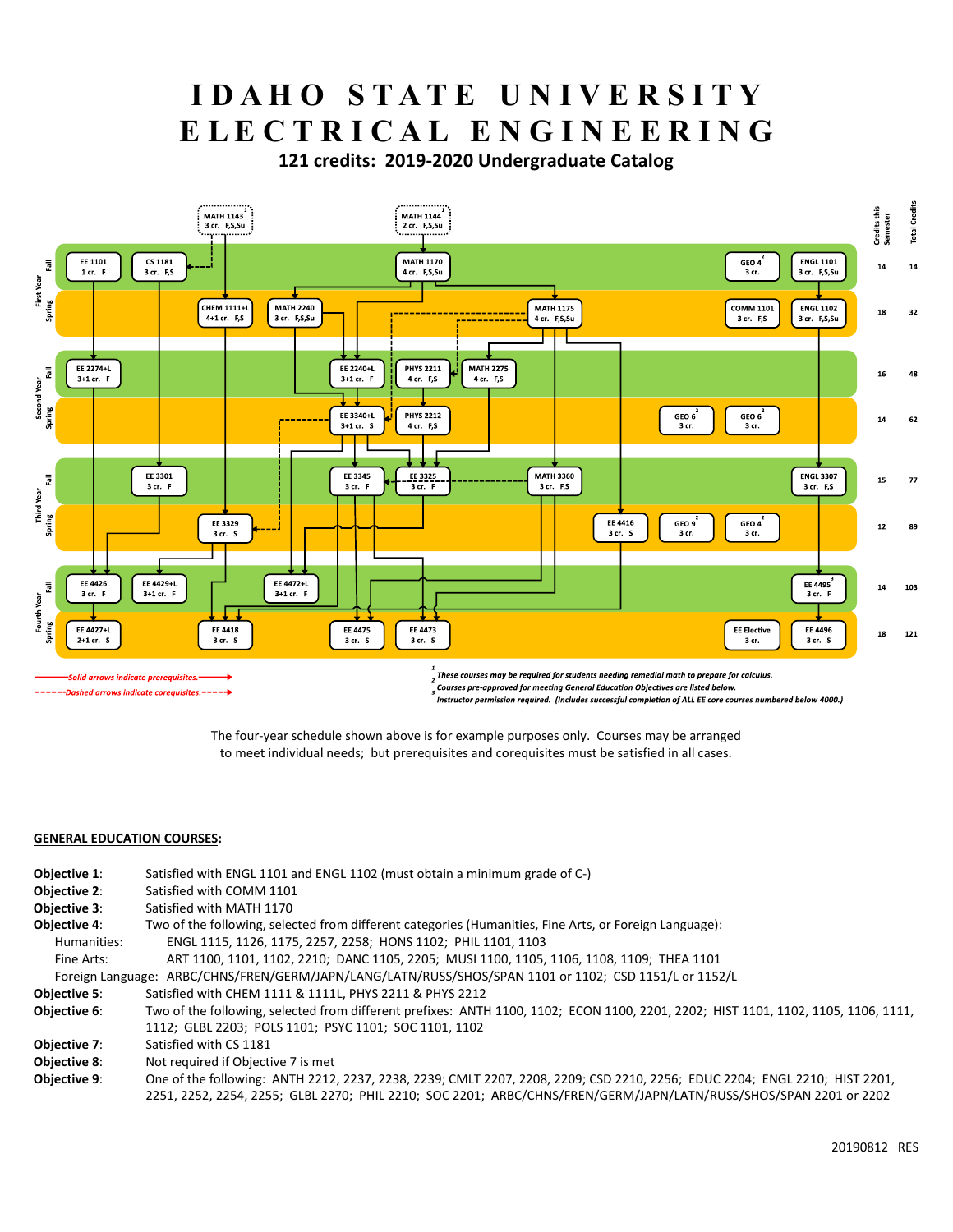# IDAHO STATE UNIVERSITY ELECTRICAL ENGINEERING

## 121 credits: 2019-2020 Undergraduate Catalog

MATH 1143[1] 3 cr. F,S,Su
MATH 1144[1] 2 cr. F,S,Su

Credits this Semester
Total Credits

First Year – Fall: EE 1101 1 cr. F; CS 1181 3 cr. F,S; MATH 1170 4 cr. F,S,Su; GEO 4[2] 3 cr.; ENGL 1101 3 cr. F,S,Su — 14 — 14

First Year – Spring: CHEM 1111+L 4+1 cr. F,S; MATH 2240 3 cr. F,S,Su; MATH 1175 4 cr. F,S,Su; COMM 1101 3 cr. F,S; ENGL 1102 3 cr. F,S,Su — 18 — 32

Second Year – Fall: EE 2274+L 3+1 cr. F; EE 2240+L 3+1 cr. F; PHYS 2211 4 cr. F,S; MATH 2275 4 cr. F,S — 16 — 48

Second Year – Spring: EE 3340+L 3+1 cr. S; PHYS 2212 4 cr. F,S; GEO 6[2] 3 cr.; GEO 6[2] 3 cr. — 14 — 62

Third Year – Fall: EE 3301 3 cr. F; EE 3345 3 cr. F; EE 3325 3 cr. F; MATH 3360 3 cr. F,S; ENGL 3307 3 cr. F,S — 15 — 77

Third Year – Spring: EE 3329 3 cr. S; EE 4416 3 cr. S; GEO 9[2] 3 cr.; GEO 4[2] 3 cr. — 12 — 89

Fourth Year – Fall: EE 4426 3 cr. F; EE 4429+L 3+1 cr. F; EE 4472+L 3+1 cr. F; EE 4495[3] 3 cr. F — 14 — 103

Fourth Year – Spring: EE 4427+L 2+1 cr. S; EE 4418 3 cr. S; EE 4475 3 cr. S; EE 4473 3 cr. S; EE Elective 3 cr.; EE 4496 3 cr. S — 18 — 121

*Solid arrows indicate prerequisites.*

*Dashed arrows indicate corequisites.*

[1] *These courses may be required for students needing remedial math to prepare for calculus.*

[2] *Courses pre-approved for meeting General Education Objectives are listed below.*

[3] *Instructor permission required. (Includes successful completion of ALL EE core courses numbered below 4000.)*

The four-year schedule shown above is for example purposes only. Courses may be arranged to meet individual needs; but prerequisites and corequisites must be satisfied in all cases.

**GENERAL EDUCATION COURSES:**

**Objective 1**: Satisfied with ENGL 1101 and ENGL 1102 (must obtain a minimum grade of C-)

**Objective 2**: Satisfied with COMM 1101

**Objective 3**: Satisfied with MATH 1170

**Objective 4**: Two of the following, selected from different categories (Humanities, Fine Arts, or Foreign Language):
- Humanities: ENGL 1115, 1126, 1175, 2257, 2258; HONS 1102; PHIL 1101, 1103
- Fine Arts: ART 1100, 1101, 1102, 2210; DANC 1105, 2205; MUSI 1100, 1105, 1106, 1108, 1109; THEA 1101
- Foreign Language: ARBC/CHNS/FREN/GERM/JAPN/LANG/LATN/RUSS/SHOS/SPAN 1101 or 1102; CSD 1151/L or 1152/L

**Objective 5**: Satisfied with CHEM 1111 & 1111L, PHYS 2211 & PHYS 2212

**Objective 6**: Two of the following, selected from different prefixes: ANTH 1100, 1102; ECON 1100, 2201, 2202; HIST 1101, 1102, 1105, 1106, 1111, 1112; GLBL 2203; POLS 1101; PSYC 1101; SOC 1101, 1102

**Objective 7**: Satisfied with CS 1181

**Objective 8**: Not required if Objective 7 is met

**Objective 9**: One of the following: ANTH 2212, 2237, 2238, 2239; CMLT 2207, 2208, 2209; CSD 2210, 2256; EDUC 2204; ENGL 2210; HIST 2201, 2251, 2252, 2254, 2255; GLBL 2270; PHIL 2210; SOC 2201; ARBC/CHNS/FREN/GERM/JAPN/LATN/RUSS/SHOS/SPAN 2201 or 2202

20190812 RES